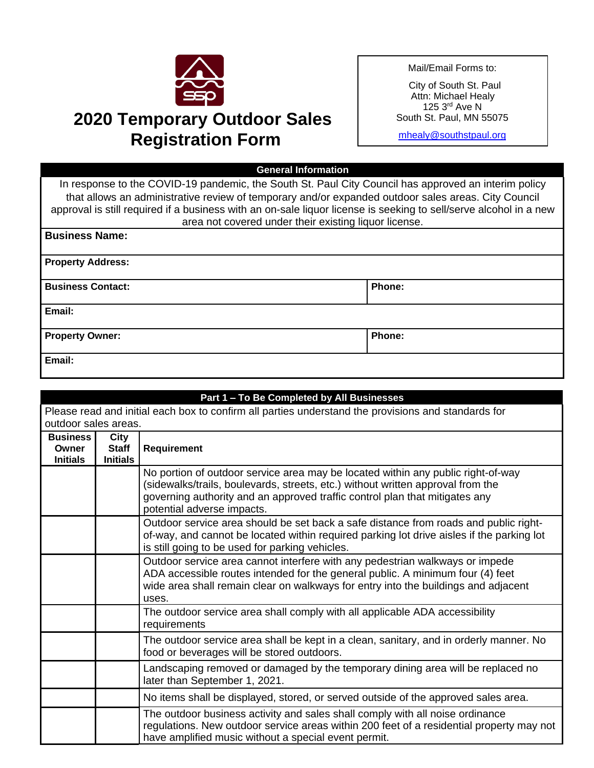# 2020 Temporary Outdoor Sales Registration Form

Mail/Email Forms to:

City of South St. Paul
Attn: Michael Healy
125 3rd Ave N
South St. Paul, MN 55075

mhealy@southstpaul.org

| General Information | |
|---|---|
| In response to the COVID-19 pandemic, the South St. Paul City Council has approved an interim policy that allows an administrative review of temporary and/or expanded outdoor sales areas. City Council approval is still required if a business with an on-sale liquor license is seeking to sell/serve alcohol in a new area not covered under their existing liquor license. | |
| **Business Name:** | |
| **Property Address:** | |
| **Business Contact:** | **Phone:** |
| **Email:** | |
| **Property Owner:** | **Phone:** |
| **Email:** | |

## Part 1 – To Be Completed by All Businesses

Please read and initial each box to confirm all parties understand the provisions and standards for outdoor sales areas.

| Business Owner Initials | City Staff Initials | Requirement |
|---|---|---|
| | | No portion of outdoor service area may be located within any public right-of-way (sidewalks/trails, boulevards, streets, etc.) without written approval from the governing authority and an approved traffic control plan that mitigates any potential adverse impacts. |
| | | Outdoor service area should be set back a safe distance from roads and public right-of-way, and cannot be located within required parking lot drive aisles if the parking lot is still going to be used for parking vehicles. |
| | | Outdoor service area cannot interfere with any pedestrian walkways or impede ADA accessible routes intended for the general public. A minimum four (4) feet wide area shall remain clear on walkways for entry into the buildings and adjacent uses. |
| | | The outdoor service area shall comply with all applicable ADA accessibility requirements |
| | | The outdoor service area shall be kept in a clean, sanitary, and in orderly manner. No food or beverages will be stored outdoors. |
| | | Landscaping removed or damaged by the temporary dining area will be replaced no later than September 1, 2021. |
| | | No items shall be displayed, stored, or served outside of the approved sales area. |
| | | The outdoor business activity and sales shall comply with all noise ordinance regulations. New outdoor service areas within 200 feet of a residential property may not have amplified music without a special event permit. |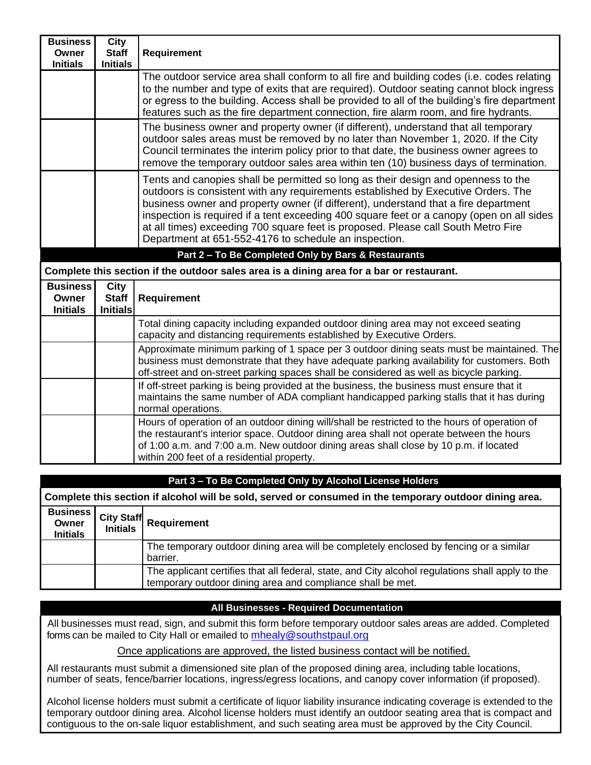| Business Owner Initials | City Staff Initials | Requirement |
|---|---|---|
| | | The outdoor service area shall conform to all fire and building codes (i.e. codes relating to the number and type of exits that are required). Outdoor seating cannot block ingress or egress to the building. Access shall be provided to all of the building's fire department features such as the fire department connection, fire alarm room, and fire hydrants. |
| | | The business owner and property owner (if different), understand that all temporary outdoor sales areas must be removed by no later than November 1, 2020. If the City Council terminates the interim policy prior to that date, the business owner agrees to remove the temporary outdoor sales area within ten (10) business days of termination. |
| | | Tents and canopies shall be permitted so long as their design and openness to the outdoors is consistent with any requirements established by Executive Orders. The business owner and property owner (if different), understand that a fire department inspection is required if a tent exceeding 400 square feet or a canopy (open on all sides at all times) exceeding 700 square feet is proposed. Please call South Metro Fire Department at 651-552-4176 to schedule an inspection. |

## Part 2 – To Be Completed Only by Bars & Restaurants

**Complete this section if the outdoor sales area is a dining area for a bar or restaurant.**

| Business Owner Initials | City Staff Initials | Requirement |
|---|---|---|
| | | Total dining capacity including expanded outdoor dining area may not exceed seating capacity and distancing requirements established by Executive Orders. |
| | | Approximate minimum parking of 1 space per 3 outdoor dining seats must be maintained. The business must demonstrate that they have adequate parking availability for customers. Both off-street and on-street parking spaces shall be considered as well as bicycle parking. |
| | | If off-street parking is being provided at the business, the business must ensure that it maintains the same number of ADA compliant handicapped parking stalls that it has during normal operations. |
| | | Hours of operation of an outdoor dining will/shall be restricted to the hours of operation of the restaurant's interior space. Outdoor dining area shall not operate between the hours of 1:00 a.m. and 7:00 a.m. New outdoor dining areas shall close by 10 p.m. if located within 200 feet of a residential property. |

## Part 3 – To Be Completed Only by Alcohol License Holders

**Complete this section if alcohol will be sold, served or consumed in the temporary outdoor dining area.**

| Business Owner Initials | City Staff Initials | Requirement |
|---|---|---|
| | | The temporary outdoor dining area will be completely enclosed by fencing or a similar barrier. |
| | | The applicant certifies that all federal, state, and City alcohol regulations shall apply to the temporary outdoor dining area and compliance shall be met. |

## All Businesses - Required Documentation

All businesses must read, sign, and submit this form before temporary outdoor sales areas are added. Completed forms can be mailed to City Hall or emailed to mhealy@southstpaul.org

Once applications are approved, the listed business contact will be notified.

All restaurants must submit a dimensioned site plan of the proposed dining area, including table locations, number of seats, fence/barrier locations, ingress/egress locations, and canopy cover information (if proposed).

Alcohol license holders must submit a certificate of liquor liability insurance indicating coverage is extended to the temporary outdoor dining area. Alcohol license holders must identify an outdoor seating area that is compact and contiguous to the on-sale liquor establishment, and such seating area must be approved by the City Council.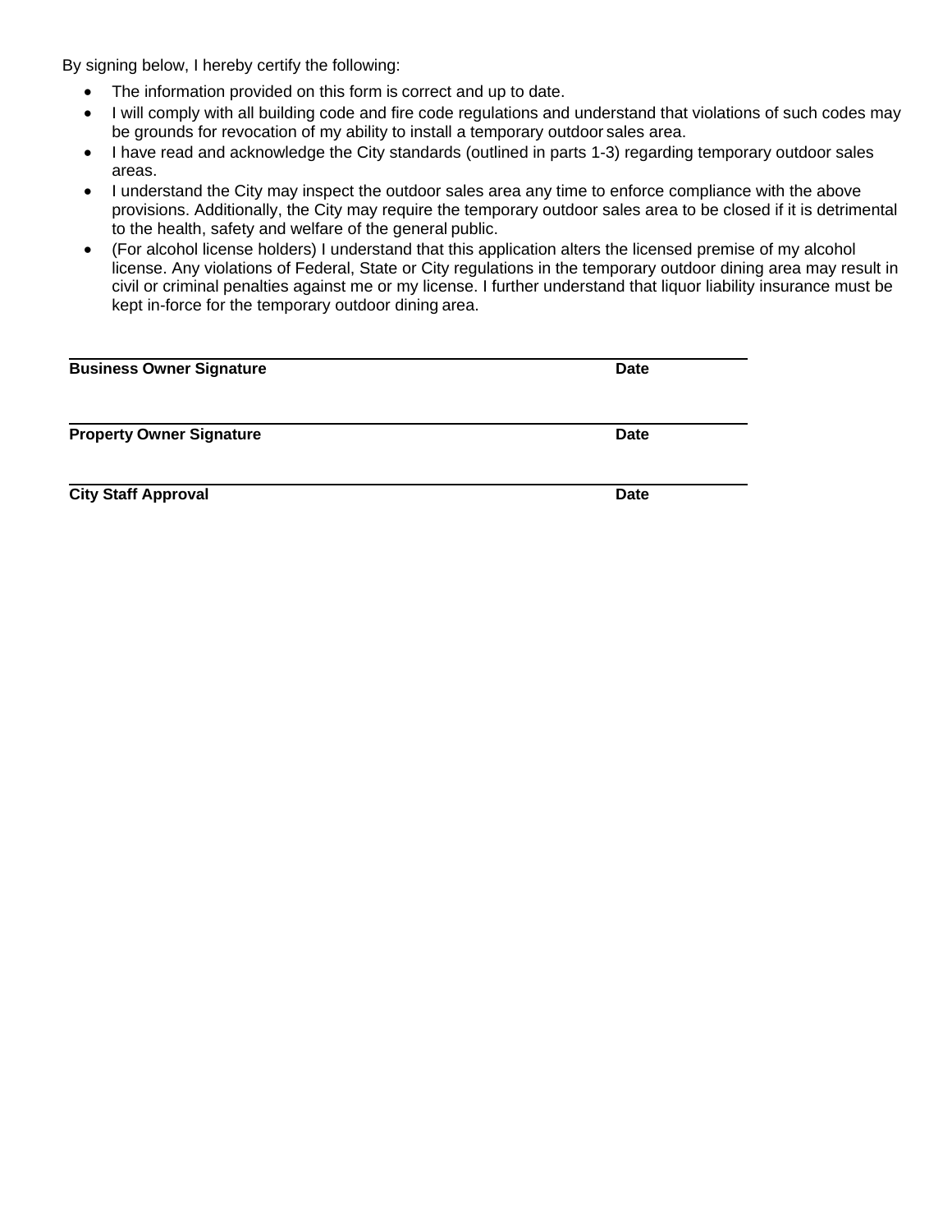By signing below, I hereby certify the following:

- The information provided on this form is correct and up to date.
- I will comply with all building code and fire code regulations and understand that violations of such codes may be grounds for revocation of my ability to install a temporary outdoor sales area.
- I have read and acknowledge the City standards (outlined in parts 1-3) regarding temporary outdoor sales areas.
- I understand the City may inspect the outdoor sales area any time to enforce compliance with the above provisions. Additionally, the City may require the temporary outdoor sales area to be closed if it is detrimental to the health, safety and welfare of the general public.
- (For alcohol license holders) I understand that this application alters the licensed premise of my alcohol license. Any violations of Federal, State or City regulations in the temporary outdoor dining area may result in civil or criminal penalties against me or my license. I further understand that liquor liability insurance must be kept in-force for the temporary outdoor dining area.

______________________________________________________________________

**Business Owner Signature** **Date**

______________________________________________________________________

**Property Owner Signature** **Date**

______________________________________________________________________

**City Staff Approval** **Date**